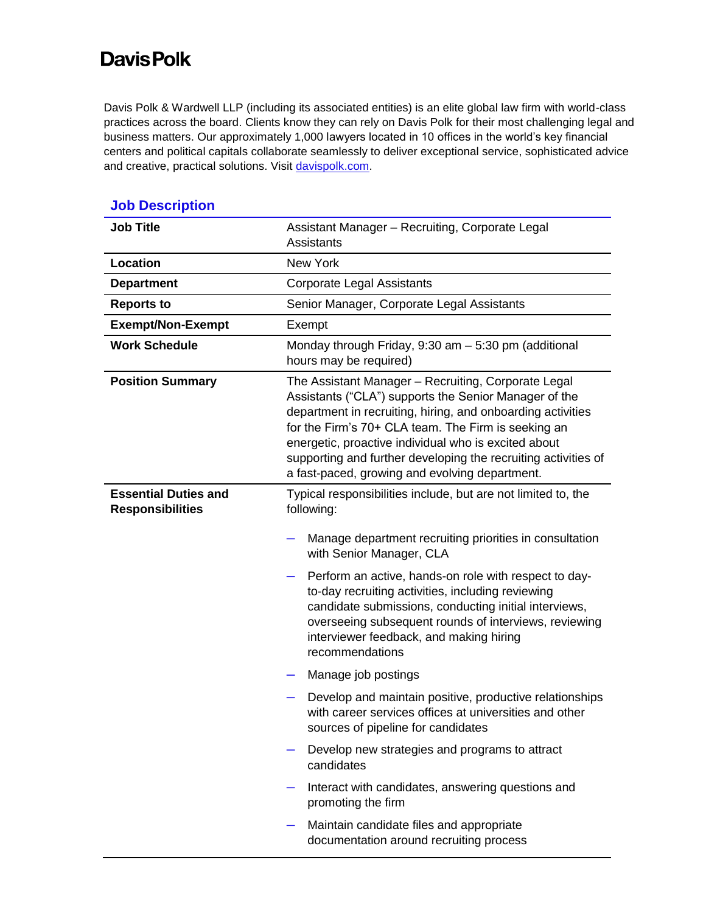# Davis Polk

Davis Polk & Wardwell LLP (including its associated entities) is an elite global law firm with world-class practices across the board. Clients know they can rely on Davis Polk for their most challenging legal and business matters. Our approximately 1,000 lawyers located in 10 offices in the world's key financial centers and political capitals collaborate seamlessly to deliver exceptional service, sophisticated advice and creative, practical solutions. Visit [davispolk.com](davispolk.com).

## Job Description

| | |
|---|---|
| **Job Title** | Assistant Manager – Recruiting, Corporate Legal Assistants |
| **Location** | New York |
| **Department** | Corporate Legal Assistants |
| **Reports to** | Senior Manager, Corporate Legal Assistants |
| **Exempt/Non-Exempt** | Exempt |
| **Work Schedule** | Monday through Friday, 9:30 am – 5:30 pm (additional hours may be required) |
| **Position Summary** | The Assistant Manager – Recruiting, Corporate Legal Assistants ("CLA") supports the Senior Manager of the department in recruiting, hiring, and onboarding activities for the Firm's 70+ CLA team. The Firm is seeking an energetic, proactive individual who is excited about supporting and further developing the recruiting activities of a fast-paced, growing and evolving department. |
| **Essential Duties and Responsibilities** | Typical responsibilities include, but are not limited to, the following:<br>– Manage department recruiting priorities in consultation with Senior Manager, CLA<br>– Perform an active, hands-on role with respect to day-to-day recruiting activities, including reviewing candidate submissions, conducting initial interviews, overseeing subsequent rounds of interviews, reviewing interviewer feedback, and making hiring recommendations<br>– Manage job postings<br>– Develop and maintain positive, productive relationships with career services offices at universities and other sources of pipeline for candidates<br>– Develop new strategies and programs to attract candidates<br>– Interact with candidates, answering questions and promoting the firm<br>– Maintain candidate files and appropriate documentation around recruiting process |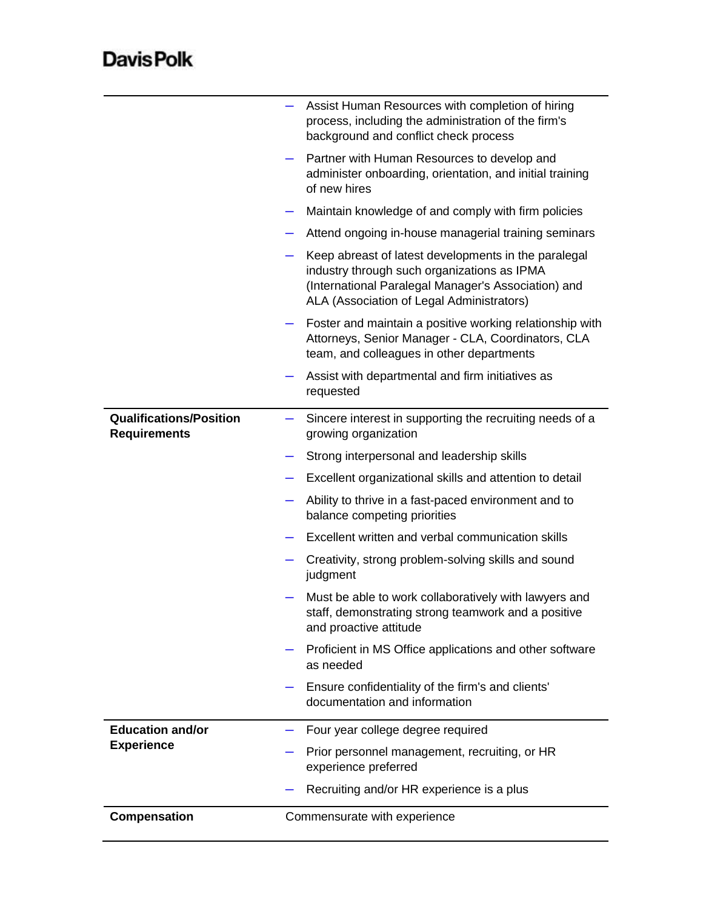| | |
|---|---|
| | – Assist Human Resources with completion of hiring process, including the administration of the firm's background and conflict check process<br>– Partner with Human Resources to develop and administer onboarding, orientation, and initial training of new hires<br>– Maintain knowledge of and comply with firm policies<br>– Attend ongoing in-house managerial training seminars<br>– Keep abreast of latest developments in the paralegal industry through such organizations as IPMA (International Paralegal Manager's Association) and ALA (Association of Legal Administrators)<br>– Foster and maintain a positive working relationship with Attorneys, Senior Manager - CLA, Coordinators, CLA team, and colleagues in other departments<br>– Assist with departmental and firm initiatives as requested |
| **Qualifications/Position Requirements** | – Sincere interest in supporting the recruiting needs of a growing organization<br>– Strong interpersonal and leadership skills<br>– Excellent organizational skills and attention to detail<br>– Ability to thrive in a fast-paced environment and to balance competing priorities<br>– Excellent written and verbal communication skills<br>– Creativity, strong problem-solving skills and sound judgment<br>– Must be able to work collaboratively with lawyers and staff, demonstrating strong teamwork and a positive and proactive attitude<br>– Proficient in MS Office applications and other software as needed<br>– Ensure confidentiality of the firm's and clients' documentation and information |
| **Education and/or Experience** | – Four year college degree required<br>– Prior personnel management, recruiting, or HR experience preferred<br>– Recruiting and/or HR experience is a plus |
| **Compensation** | Commensurate with experience |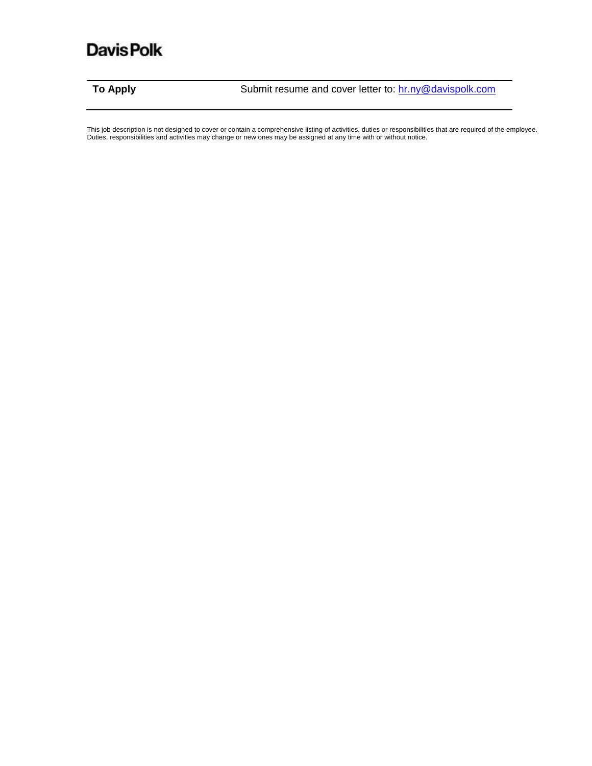Davis Polk

| | |
|---|---|
| **To Apply** | Submit resume and cover letter to: hr.ny@davispolk.com |

This job description is not designed to cover or contain a comprehensive listing of activities, duties or responsibilities that are required of the employee. Duties, responsibilities and activities may change or new ones may be assigned at any time with or without notice.